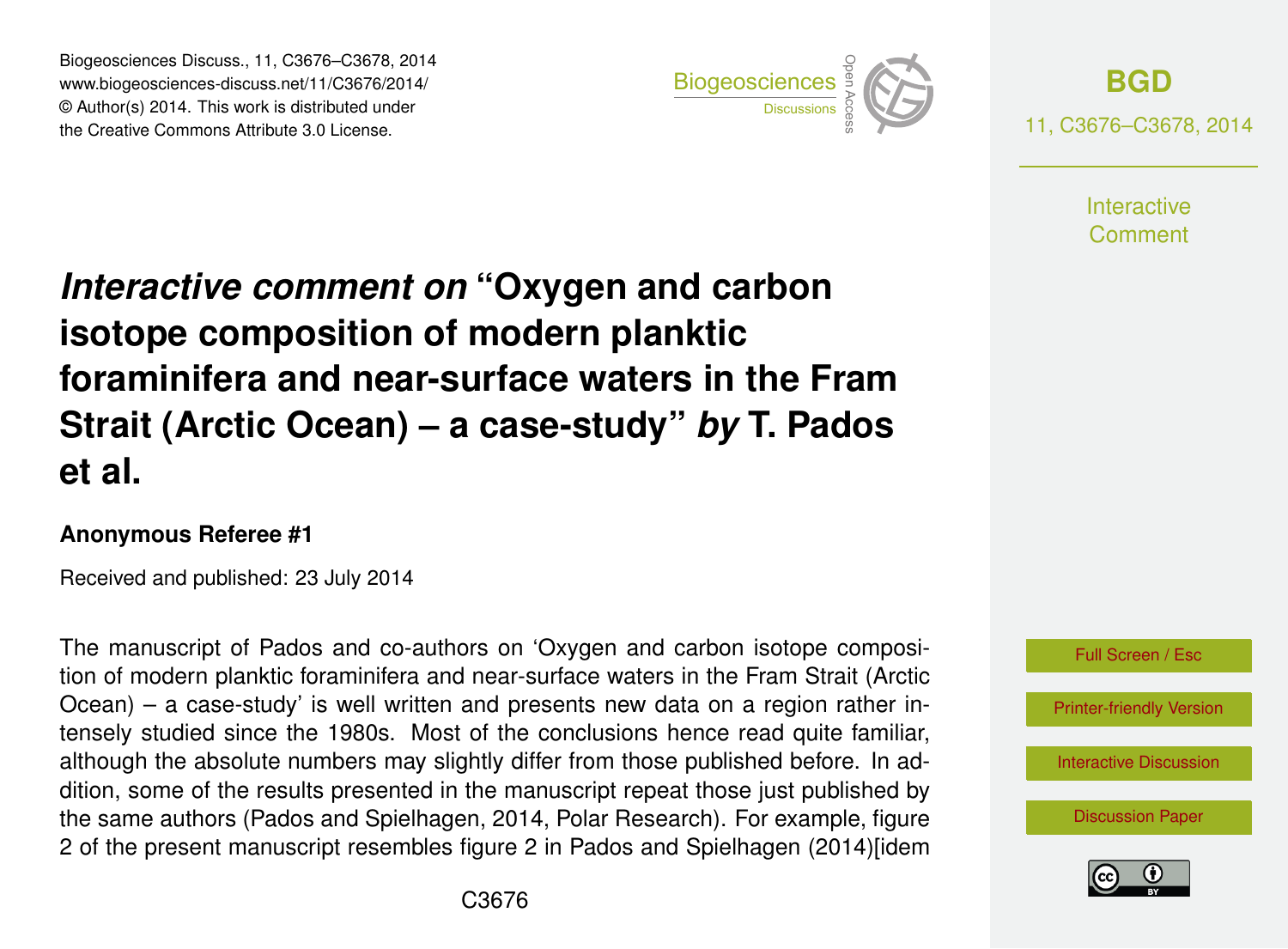# *Interactive comment on* "Oxygen and carbon isotope composition of modern planktic foraminifera and near-surface waters in the Fram Strait (Arctic Ocean) – a case-study" *by* T. Pados et al.

**Anonymous Referee #1**

Received and published: 23 July 2014

The manuscript of Pados and co-authors on 'Oxygen and carbon isotope composition of modern planktic foraminifera and near-surface waters in the Fram Strait (Arctic Ocean) – a case-study' is well written and presents new data on a region rather intensely studied since the 1980s. Most of the conclusions hence read quite familiar, although the absolute numbers may slightly differ from those published before. In addition, some of the results presented in the manuscript repeat those just published by the same authors (Pados and Spielhagen, 2014, Polar Research). For example, figure 2 of the present manuscript resembles figure 2 in Pados and Spielhagen (2014)[idem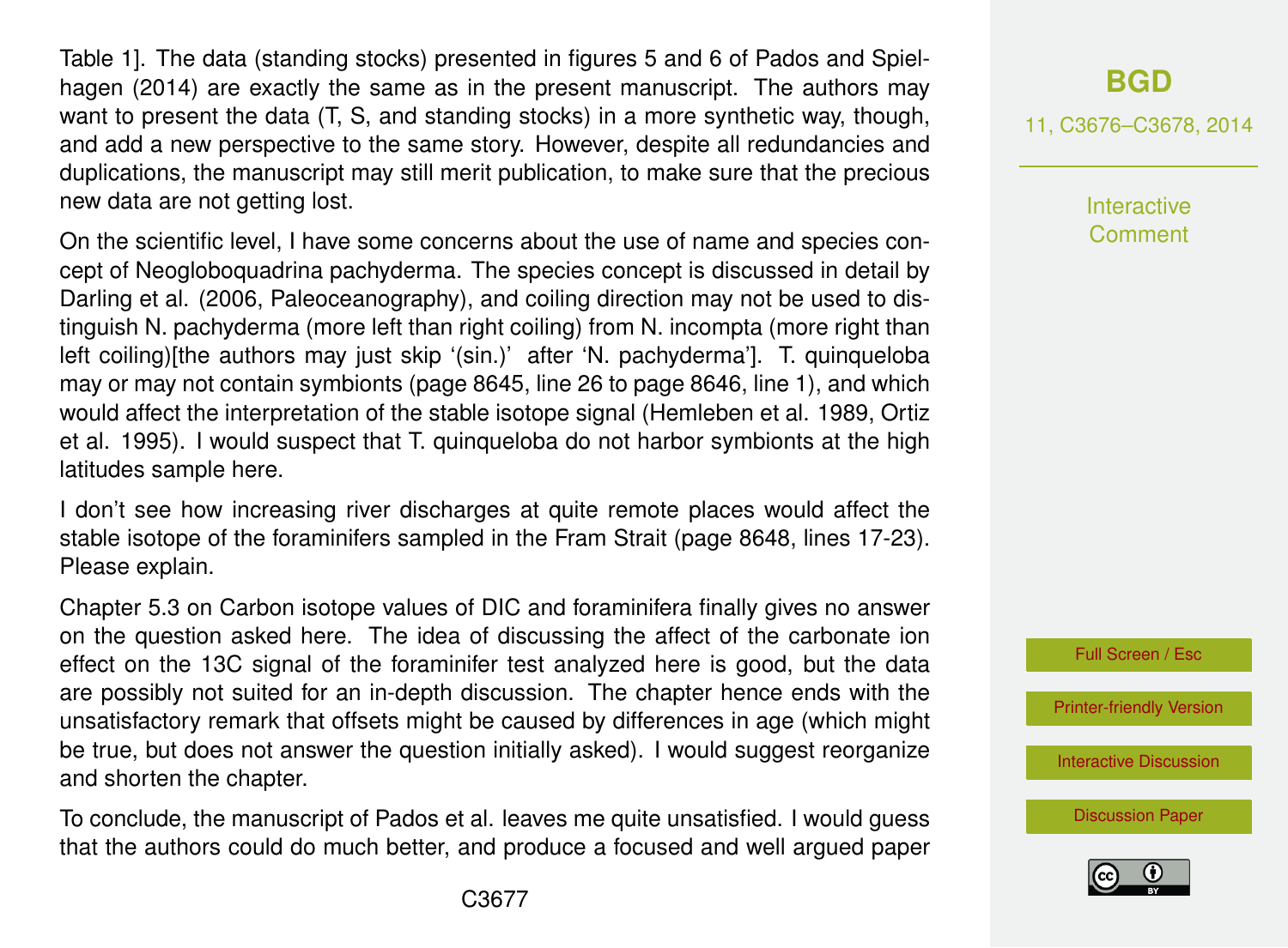Table 1]. The data (standing stocks) presented in figures 5 and 6 of Pados and Spielhagen (2014) are exactly the same as in the present manuscript. The authors may want to present the data (T, S, and standing stocks) in a more synthetic way, though, and add a new perspective to the same story. However, despite all redundancies and duplications, the manuscript may still merit publication, to make sure that the precious new data are not getting lost.

On the scientific level, I have some concerns about the use of name and species concept of Neogloboquadrina pachyderma. The species concept is discussed in detail by Darling et al. (2006, Paleoceanography), and coiling direction may not be used to distinguish N. pachyderma (more left than right coiling) from N. incompta (more right than left coiling)[the authors may just skip '(sin.)' after 'N. pachyderma']. T. quinqueloba may or may not contain symbionts (page 8645, line 26 to page 8646, line 1), and which would affect the interpretation of the stable isotope signal (Hemleben et al. 1989, Ortiz et al. 1995). I would suspect that T. quinqueloba do not harbor symbionts at the high latitudes sample here.

I don't see how increasing river discharges at quite remote places would affect the stable isotope of the foraminifers sampled in the Fram Strait (page 8648, lines 17-23). Please explain.

Chapter 5.3 on Carbon isotope values of DIC and foraminifera finally gives no answer on the question asked here. The idea of discussing the affect of the carbonate ion effect on the 13C signal of the foraminifer test analyzed here is good, but the data are possibly not suited for an in-depth discussion. The chapter hence ends with the unsatisfactory remark that offsets might be caused by differences in age (which might be true, but does not answer the question initially asked). I would suggest reorganize and shorten the chapter.

To conclude, the manuscript of Pados et al. leaves me quite unsatisfied. I would guess that the authors could do much better, and produce a focused and well argued paper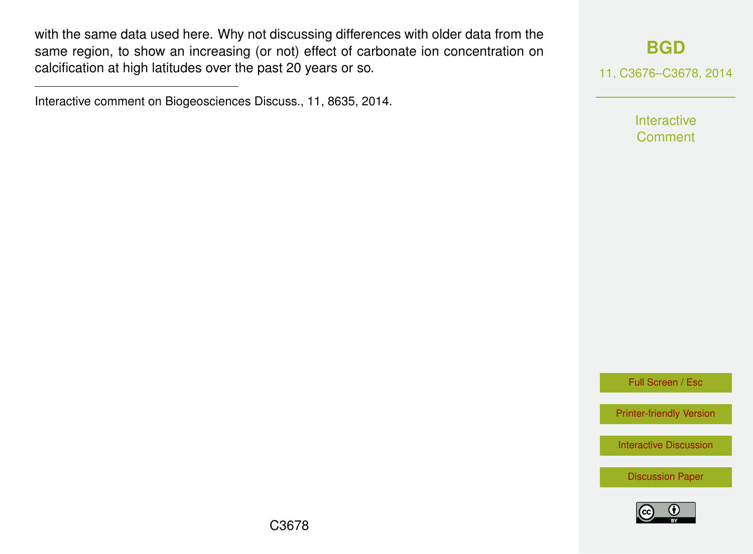with the same data used here. Why not discussing differences with older data from the same region, to show an increasing (or not) effect of carbonate ion concentration on calcification at high latitudes over the past 20 years or so.

---

Interactive comment on Biogeosciences Discuss., 11, 8635, 2014.